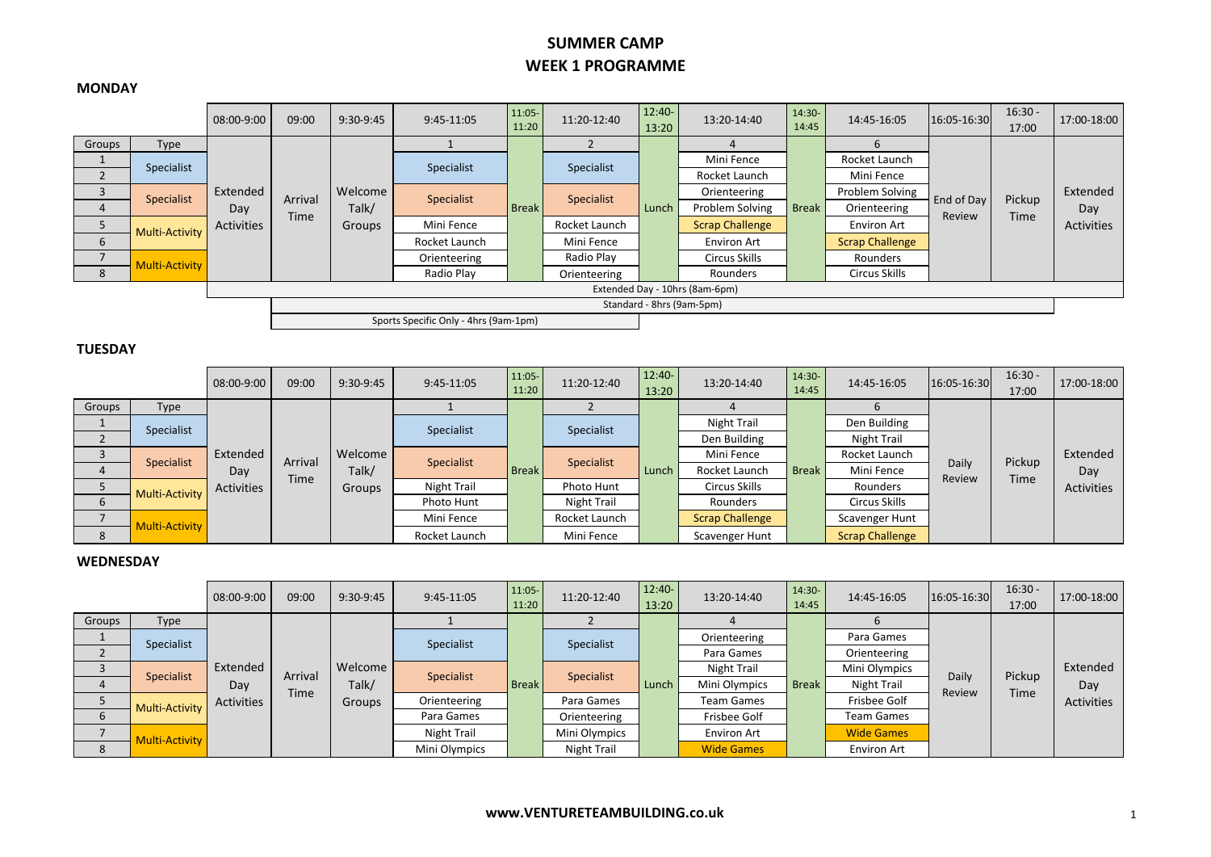# SUMMER CAMP
# WEEK 1 PROGRAMME

### MONDAY

| | | 08:00-9:00 | 09:00 | 9:30-9:45 | 9:45-11:05 | 11:05-11:20 | 11:20-12:40 | 12:40-13:20 | 13:20-14:40 | 14:30-14:45 | 14:45-16:05 | 16:05-16:30 | 16:30 - 17:00 | 17:00-18:00 |
|---|---|---|---|---|---|---|---|---|---|---|---|---|---|---|
| Groups | Type | Extended Day Activities | Arrival Time | Welcome Talk/ Groups | 1 | Break | 2 | Lunch | 4 | Break | 6 | End of Day Review | Pickup Time | Extended Day Activities |
| 1 | Specialist | | | | Specialist | | Specialist | | Mini Fence | | Rocket Launch | | | |
| 2 | | | | | | | | | Rocket Launch | | Mini Fence | | | |
| 3 | Specialist | | | | Specialist | | Specialist | | Orienteering | | Problem Solving | | | |
| 4 | | | | | | | | | Problem Solving | | Orienteering | | | |
| 5 | Multi-Activity | | | | Mini Fence | | Rocket Launch | | Scrap Challenge | | Environ Art | | | |
| 6 | | | | | Rocket Launch | | Mini Fence | | Environ Art | | Scrap Challenge | | | |
| 7 | Multi-Activity | | | | Orienteering | | Radio Play | | Circus Skills | | Rounders | | | |
| 8 | | | | | Radio Play | | Orienteering | | Rounders | | Circus Skills | | | |

Extended Day - 10hrs (8am-6pm)

Standard - 8hrs (9am-5pm)

Sports Specific Only - 4hrs (9am-1pm)

### TUESDAY

| | | 08:00-9:00 | 09:00 | 9:30-9:45 | 9:45-11:05 | 11:05-11:20 | 11:20-12:40 | 12:40-13:20 | 13:20-14:40 | 14:30-14:45 | 14:45-16:05 | 16:05-16:30 | 16:30 - 17:00 | 17:00-18:00 |
|---|---|---|---|---|---|---|---|---|---|---|---|---|---|---|
| Groups | Type | Extended Day Activities | Arrival Time | Welcome Talk/ Groups | 1 | Break | 2 | Lunch | 4 | Break | 6 | Daily Review | Pickup Time | Extended Day Activities |
| 1 | Specialist | | | | Specialist | | Specialist | | Night Trail | | Den Building | | | |
| 2 | | | | | | | | | Den Building | | Night Trail | | | |
| 3 | Specialist | | | | Specialist | | Specialist | | Mini Fence | | Rocket Launch | | | |
| 4 | | | | | | | | | Rocket Launch | | Mini Fence | | | |
| 5 | Multi-Activity | | | | Night Trail | | Photo Hunt | | Circus Skills | | Rounders | | | |
| 6 | | | | | Photo Hunt | | Night Trail | | Rounders | | Circus Skills | | | |
| 7 | Multi-Activity | | | | Mini Fence | | Rocket Launch | | Scrap Challenge | | Scavenger Hunt | | | |
| 8 | | | | | Rocket Launch | | Mini Fence | | Scavenger Hunt | | Scrap Challenge | | | |

### WEDNESDAY

| | | 08:00-9:00 | 09:00 | 9:30-9:45 | 9:45-11:05 | 11:05-11:20 | 11:20-12:40 | 12:40-13:20 | 13:20-14:40 | 14:30-14:45 | 14:45-16:05 | 16:05-16:30 | 16:30 - 17:00 | 17:00-18:00 |
|---|---|---|---|---|---|---|---|---|---|---|---|---|---|---|
| Groups | Type | Extended Day Activities | Arrival Time | Welcome Talk/ Groups | 1 | Break | 2 | Lunch | 4 | Break | 6 | Daily Review | Pickup Time | Extended Day Activities |
| 1 | Specialist | | | | Specialist | | Specialist | | Orienteering | | Para Games | | | |
| 2 | | | | | | | | | Para Games | | Orienteering | | | |
| 3 | Specialist | | | | Specialist | | Specialist | | Night Trail | | Mini Olympics | | | |
| 4 | | | | | | | | | Mini Olympics | | Night Trail | | | |
| 5 | Multi-Activity | | | | Orienteering | | Para Games | | Team Games | | Frisbee Golf | | | |
| 6 | | | | | Para Games | | Orienteering | | Frisbee Golf | | Team Games | | | |
| 7 | Multi-Activity | | | | Night Trail | | Mini Olympics | | Environ Art | | Wide Games | | | |
| 8 | | | | | Mini Olympics | | Night Trail | | Wide Games | | Environ Art | | | |

**www.VENTURETEAMBUILDING.co.uk**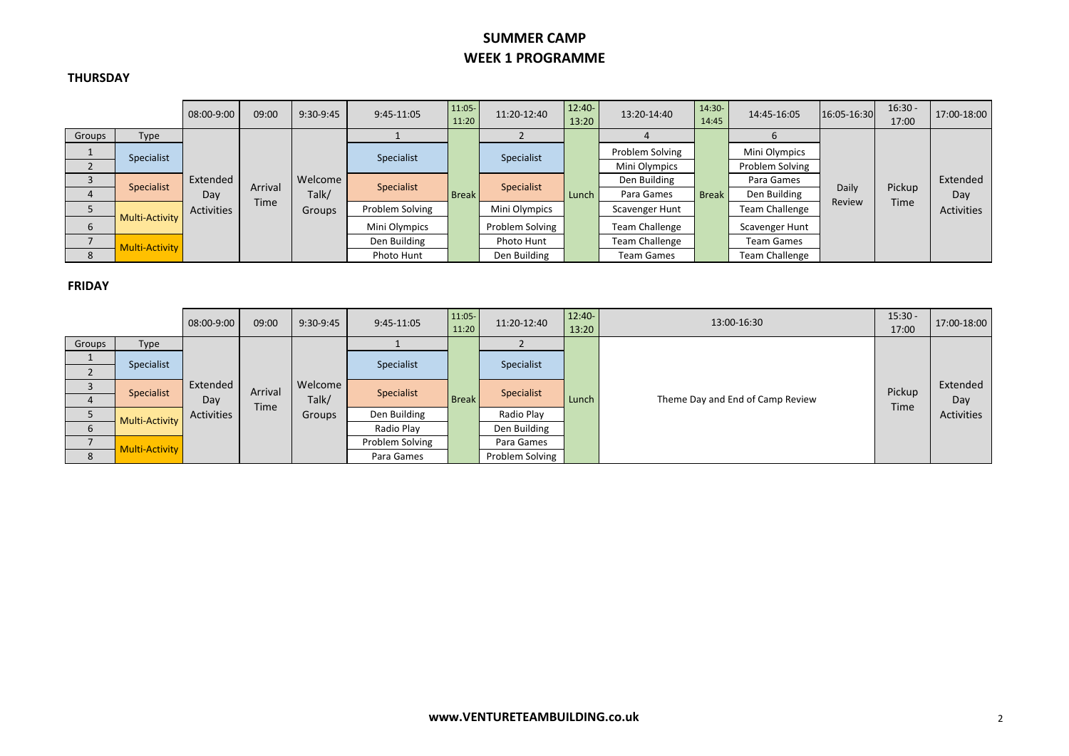# SUMMER CAMP
# WEEK 1 PROGRAMME

### THURSDAY

| | | 08:00-9:00 | 09:00 | 9:30-9:45 | 9:45-11:05 | 11:05-11:20 | 11:20-12:40 | 12:40-13:20 | 13:20-14:40 | 14:30-14:45 | 14:45-16:05 | 16:05-16:30 | 16:30 - 17:00 | 17:00-18:00 |
|---|---|---|---|---|---|---|---|---|---|---|---|---|---|---|
| Groups | Type | Extended Day Activities | Arrival Time | Welcome Talk/ Groups | 1 | Break | 2 | Lunch | 4 | Break | 6 | Daily Review | Pickup Time | Extended Day Activities |
| 1 | Specialist | | | | Specialist | | Specialist | | Problem Solving | | Mini Olympics | | | |
| 2 | | | | | | | | | Mini Olympics | | Problem Solving | | | |
| 3 | Specialist | | | | Specialist | | Specialist | | Den Building | | Para Games | | | |
| 4 | | | | | | | | | Para Games | | Den Building | | | |
| 5 | Multi-Activity | | | | Problem Solving | | Mini Olympics | | Scavenger Hunt | | Team Challenge | | | |
| 6 | | | | | Mini Olympics | | Problem Solving | | Team Challenge | | Scavenger Hunt | | | |
| 7 | Multi-Activity | | | | Den Building | | Photo Hunt | | Team Challenge | | Team Games | | | |
| 8 | | | | | Photo Hunt | | Den Building | | Team Games | | Team Challenge | | | |

### FRIDAY

| | | 08:00-9:00 | 09:00 | 9:30-9:45 | 9:45-11:05 | 11:05-11:20 | 11:20-12:40 | 12:40-13:20 | 13:00-16:30 | 15:30 - 17:00 | 17:00-18:00 |
|---|---|---|---|---|---|---|---|---|---|---|---|
| Groups | Type | Extended Day Activities | Arrival Time | Welcome Talk/ Groups | 1 | Break | 2 | Lunch | Theme Day and End of Camp Review | Pickup Time | Extended Day Activities |
| 1 | Specialist | | | | Specialist | | Specialist | | | | |
| 2 | | | | | | | | | | | |
| 3 | Specialist | | | | Specialist | | Specialist | | | | |
| 4 | | | | | | | | | | | |
| 5 | Multi-Activity | | | | Den Building | | Radio Play | | | | |
| 6 | | | | | Radio Play | | Den Building | | | | |
| 7 | Multi-Activity | | | | Problem Solving | | Para Games | | | | |
| 8 | | | | | Para Games | | Problem Solving | | | | |

**www.VENTURETEAMBUILDING.co.uk**